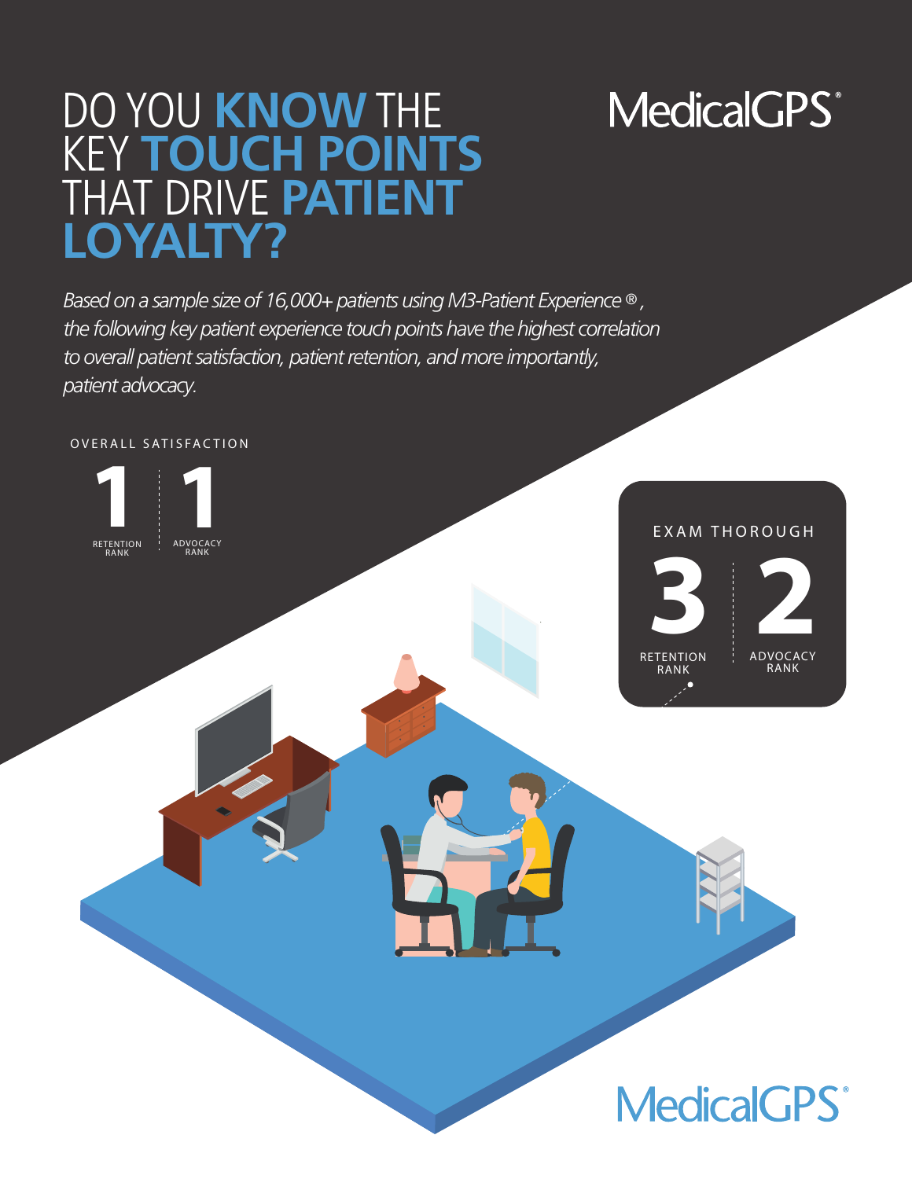# DO YOU **KNOW** THE KEY **TOUCH POINTS** THAT DRIVE **PATIENT LOYALTY?**

MedicalGPS®

*Based on a sample size of 16,000+ patients using M3-Patient Experience®, the following key patient experience touch points have the highest correlation to overall patient satisfaction, patient retention, and more importantly, patient advocacy.*

## OVERALL SATISFACTION

**1** RETENTION RANK | **1** ADVOCACY RANK

## EXAM THOROUGH

**3** RETENTION RANK | **2** ADVOCACY RANK

MedicalGPS®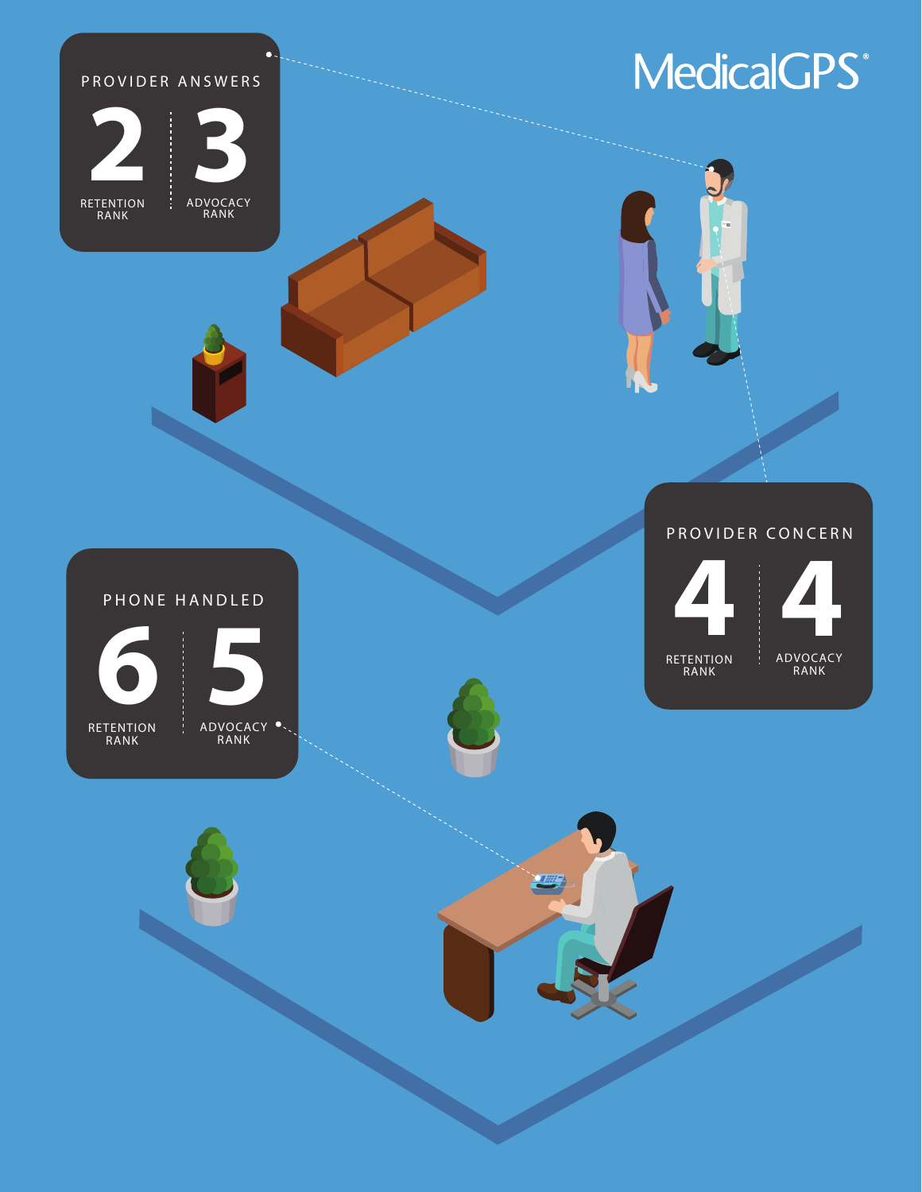MedicalGPS®

## PROVIDER ANSWERS

**2** RETENTION RANK

**3** ADVOCACY RANK

## PROVIDER CONCERN

**4** RETENTION RANK

**4** ADVOCACY RANK

## PHONE HANDLED

**6** RETENTION RANK

**5** ADVOCACY RANK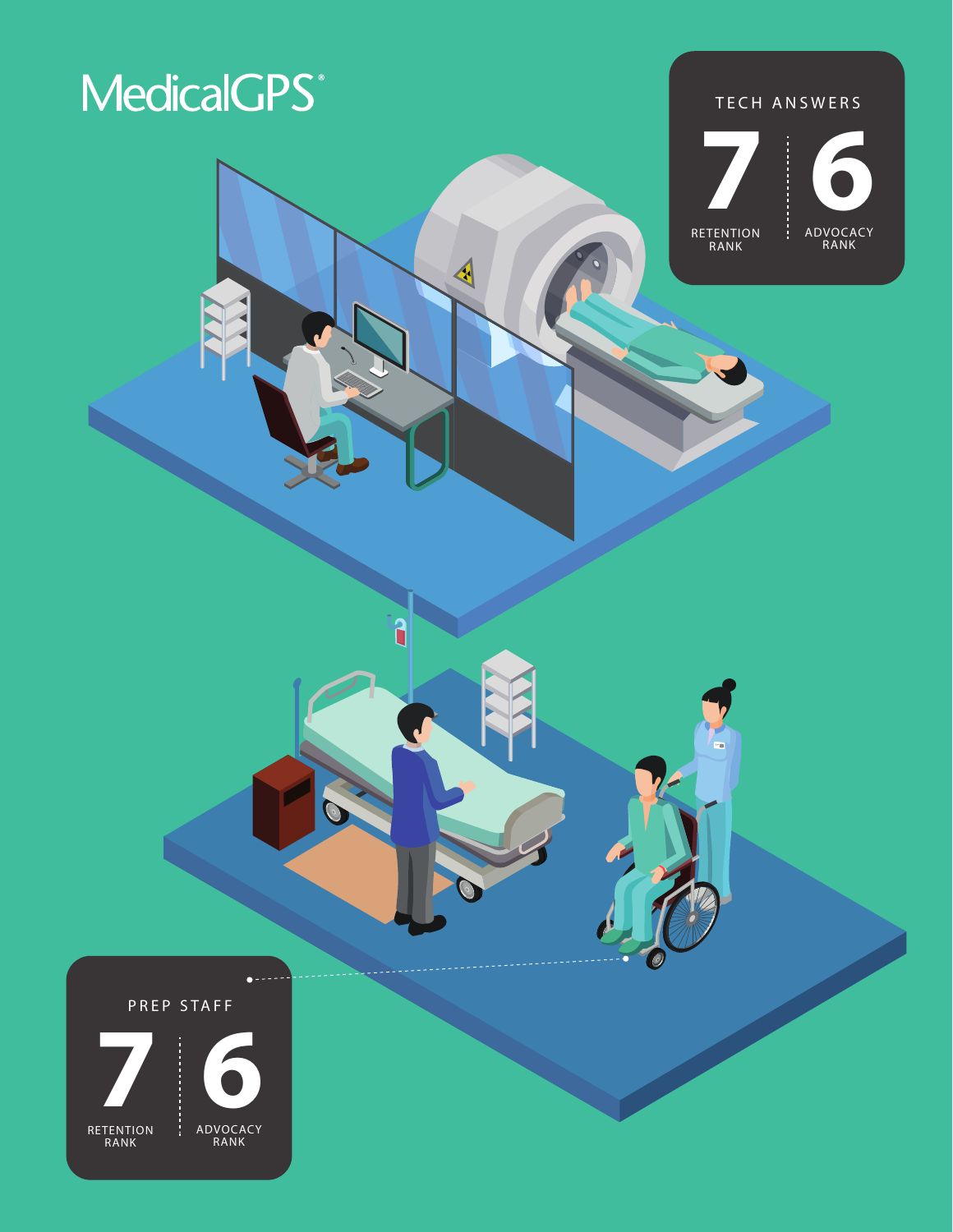MedicalGPS®

## TECH ANSWERS

**7** RETENTION RANK

**6** ADVOCACY RANK

## PREP STAFF

**7** RETENTION RANK

**6** ADVOCACY RANK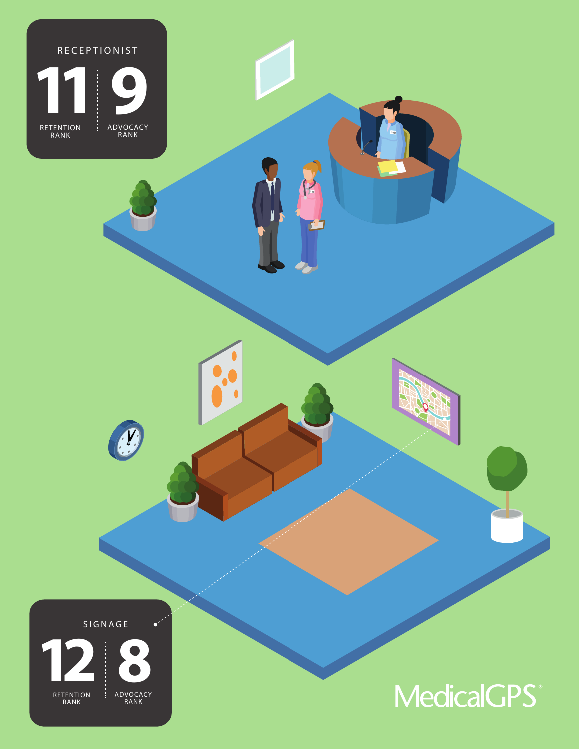## RECEPTIONIST

**11** RETENTION RANK | **9** ADVOCACY RANK

## SIGNAGE

**12** RETENTION RANK | **8** ADVOCACY RANK

MedicalGPS®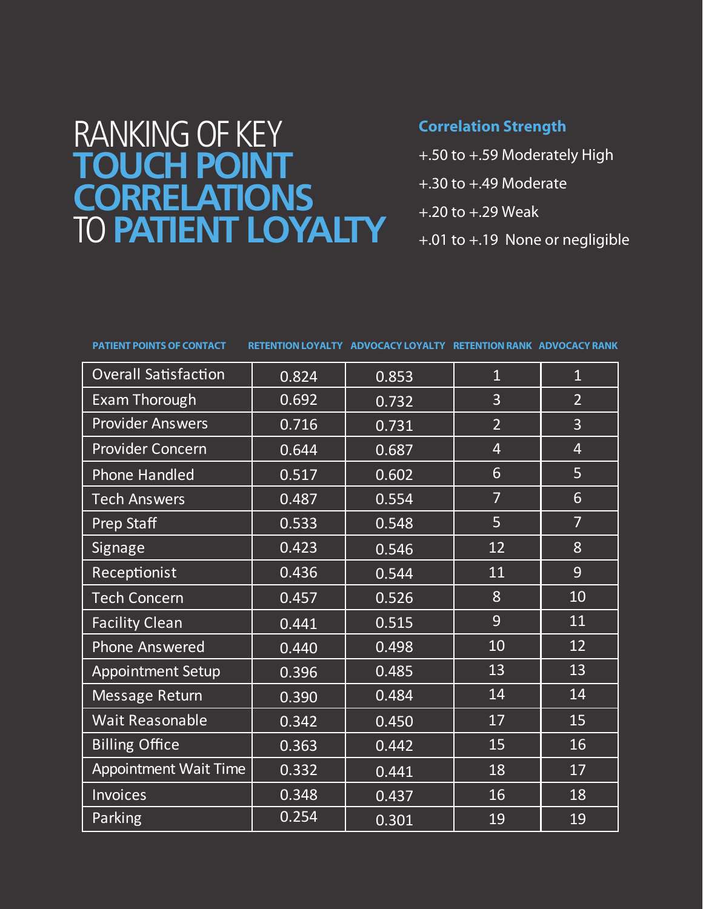# RANKING OF KEY TOUCH POINT CORRELATIONS TO PATIENT LOYALTY

**Correlation Strength**

+.50 to +.59 Moderately High

+.30 to +.49 Moderate

+.20 to +.29 Weak

+.01 to +.19 None or negligible

| PATIENT POINTS OF CONTACT | RETENTION LOYALTY | ADVOCACY LOYALTY | RETENTION RANK | ADVOCACY RANK |
|---|---|---|---|---|
| Overall Satisfaction | 0.824 | 0.853 | 1 | 1 |
| Exam Thorough | 0.692 | 0.732 | 3 | 2 |
| Provider Answers | 0.716 | 0.731 | 2 | 3 |
| Provider Concern | 0.644 | 0.687 | 4 | 4 |
| Phone Handled | 0.517 | 0.602 | 6 | 5 |
| Tech Answers | 0.487 | 0.554 | 7 | 6 |
| Prep Staff | 0.533 | 0.548 | 5 | 7 |
| Signage | 0.423 | 0.546 | 12 | 8 |
| Receptionist | 0.436 | 0.544 | 11 | 9 |
| Tech Concern | 0.457 | 0.526 | 8 | 10 |
| Facility Clean | 0.441 | 0.515 | 9 | 11 |
| Phone Answered | 0.440 | 0.498 | 10 | 12 |
| Appointment Setup | 0.396 | 0.485 | 13 | 13 |
| Message Return | 0.390 | 0.484 | 14 | 14 |
| Wait Reasonable | 0.342 | 0.450 | 17 | 15 |
| Billing Office | 0.363 | 0.442 | 15 | 16 |
| Appointment Wait Time | 0.332 | 0.441 | 18 | 17 |
| Invoices | 0.348 | 0.437 | 16 | 18 |
| Parking | 0.254 | 0.301 | 19 | 19 |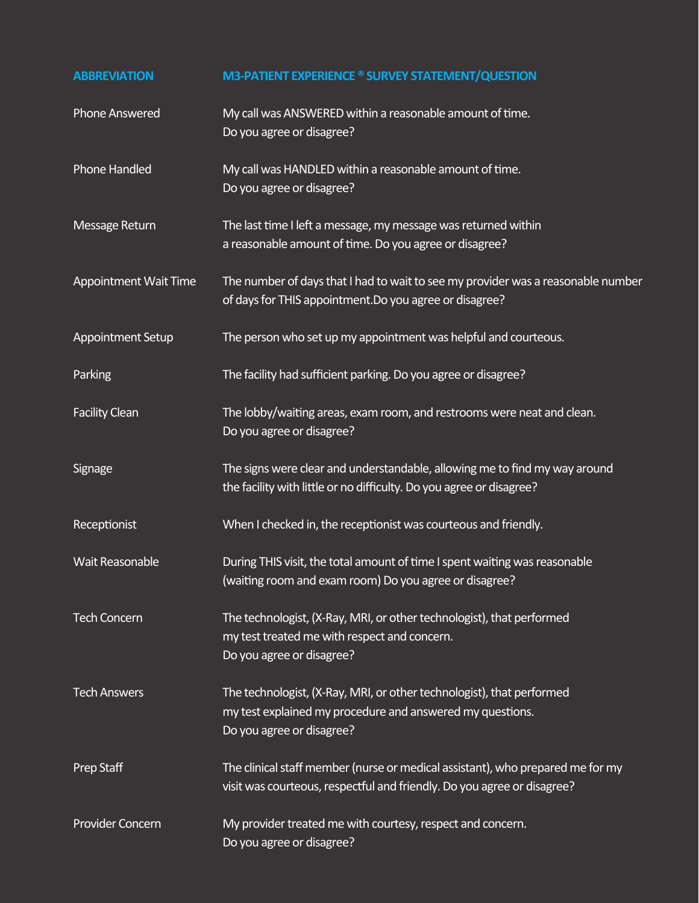| ABBREVIATION | M3-PATIENT EXPERIENCE ® SURVEY STATEMENT/QUESTION |
|---|---|
| Phone Answered | My call was ANSWERED within a reasonable amount of time. Do you agree or disagree? |
| Phone Handled | My call was HANDLED within a reasonable amount of time. Do you agree or disagree? |
| Message Return | The last time I left a message, my message was returned within a reasonable amount of time. Do you agree or disagree? |
| Appointment Wait Time | The number of days that I had to wait to see my provider was a reasonable number of days for THIS appointment.Do you agree or disagree? |
| Appointment Setup | The person who set up my appointment was helpful and courteous. |
| Parking | The facility had sufficient parking. Do you agree or disagree? |
| Facility Clean | The lobby/waiting areas, exam room, and restrooms were neat and clean. Do you agree or disagree? |
| Signage | The signs were clear and understandable, allowing me to find my way around the facility with little or no difficulty. Do you agree or disagree? |
| Receptionist | When I checked in, the receptionist was courteous and friendly. |
| Wait Reasonable | During THIS visit, the total amount of time I spent waiting was reasonable (waiting room and exam room) Do you agree or disagree? |
| Tech Concern | The technologist, (X-Ray, MRI, or other technologist), that performed my test treated me with respect and concern. Do you agree or disagree? |
| Tech Answers | The technologist, (X-Ray, MRI, or other technologist), that performed my test explained my procedure and answered my questions. Do you agree or disagree? |
| Prep Staff | The clinical staff member (nurse or medical assistant), who prepared me for my visit was courteous, respectful and friendly. Do you agree or disagree? |
| Provider Concern | My provider treated me with courtesy, respect and concern. Do you agree or disagree? |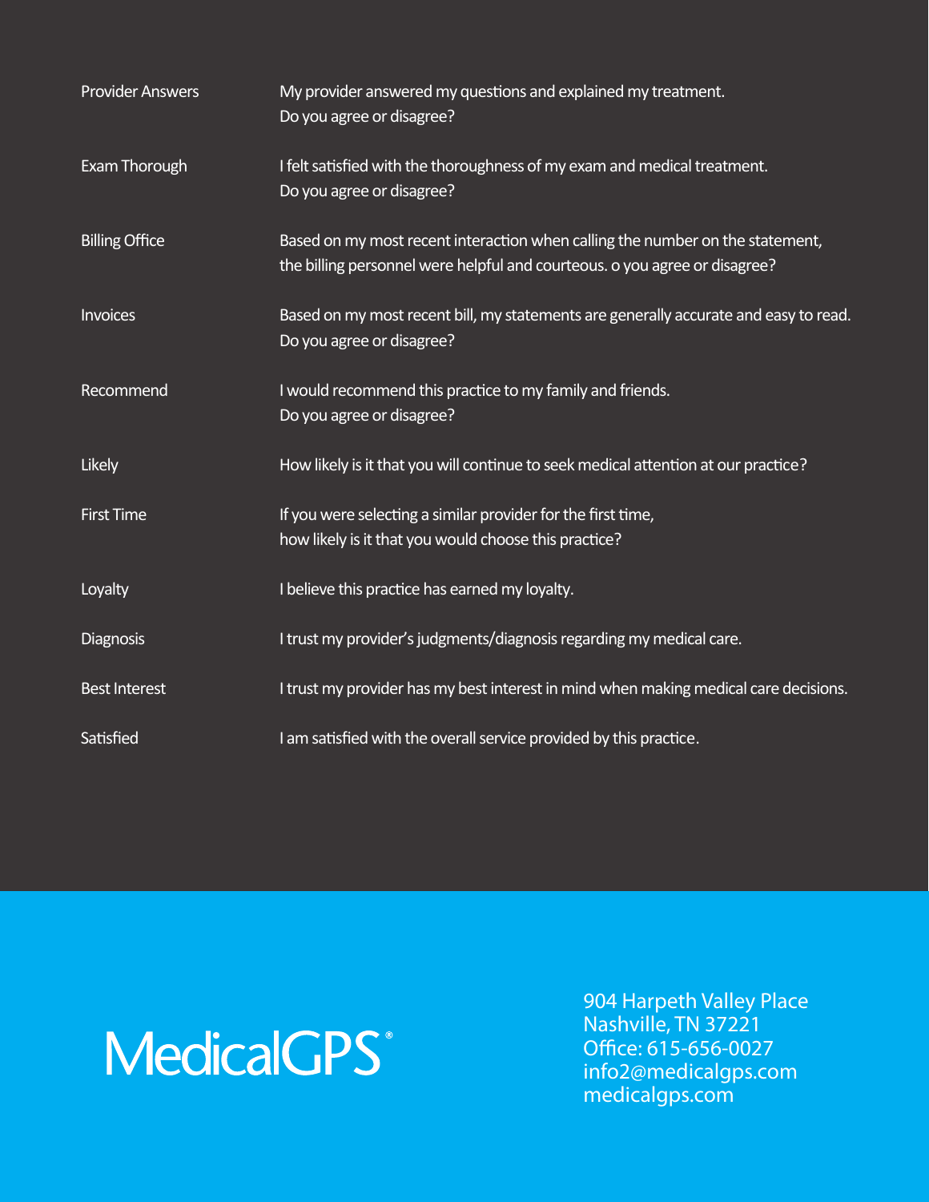| | |
|---|---|
| Provider Answers | My provider answered my questions and explained my treatment. Do you agree or disagree? |
| Exam Thorough | I felt satisfied with the thoroughness of my exam and medical treatment. Do you agree or disagree? |
| Billing Office | Based on my most recent interaction when calling the number on the statement, the billing personnel were helpful and courteous. o you agree or disagree? |
| Invoices | Based on my most recent bill, my statements are generally accurate and easy to read. Do you agree or disagree? |
| Recommend | I would recommend this practice to my family and friends. Do you agree or disagree? |
| Likely | How likely is it that you will continue to seek medical attention at our practice? |
| First Time | If you were selecting a similar provider for the first time, how likely is it that you would choose this practice? |
| Loyalty | I believe this practice has earned my loyalty. |
| Diagnosis | I trust my provider's judgments/diagnosis regarding my medical care. |
| Best Interest | I trust my provider has my best interest in mind when making medical care decisions. |
| Satisfied | I am satisfied with the overall service provided by this practice. |

MedicalGPS®

904 Harpeth Valley Place
Nashville, TN 37221
Office: 615-656-0027
info2@medicalgps.com
medicalgps.com